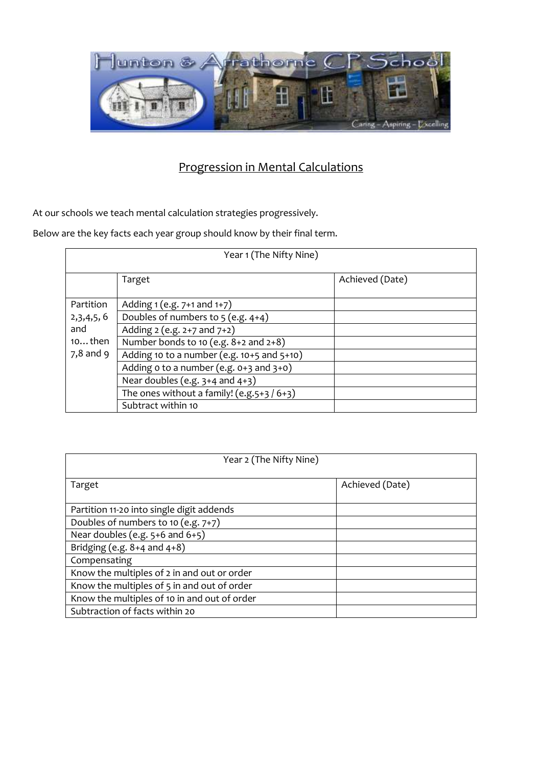## Progression in Mental Calculations

At our schools we teach mental calculation strategies progressively.

Below are the key facts each year group should know by their final term.

| Year 1 (The Nifty Nine) | | |
|---|---|---|
| | Target | Achieved (Date) |
| Partition 2,3,4,5, 6 and 10… then 7,8 and 9 | Adding 1 (e.g. 7+1 and 1+7) | |
| | Doubles of numbers to 5 (e.g. 4+4) | |
| | Adding 2 (e.g. 2+7 and 7+2) | |
| | Number bonds to 10 (e.g. 8+2 and 2+8) | |
| | Adding 10 to a number (e.g. 10+5 and 5+10) | |
| | Adding 0 to a number (e.g. 0+3 and 3+0) | |
| | Near doubles (e.g. 3+4 and 4+3) | |
| | The ones without a family! (e.g.5+3 / 6+3) | |
| | Subtract within 10 | |

| Year 2 (The Nifty Nine) | |
|---|---|
| Target | Achieved (Date) |
| Partition 11-20 into single digit addends | |
| Doubles of numbers to 10 (e.g. 7+7) | |
| Near doubles (e.g. 5+6 and 6+5) | |
| Bridging (e.g. 8+4 and 4+8) | |
| Compensating | |
| Know the multiples of 2 in and out or order | |
| Know the multiples of 5 in and out of order | |
| Know the multiples of 10 in and out of order | |
| Subtraction of facts within 20 | |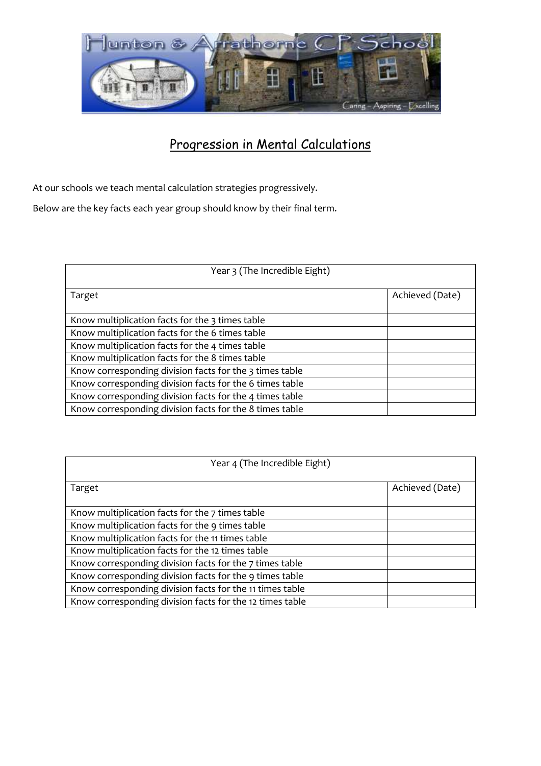Hunton & Arrathorne CP School

Caring – Aspiring – Excelling

# Progression in Mental Calculations

At our schools we teach mental calculation strategies progressively.

Below are the key facts each year group should know by their final term.

| Year 3 (The Incredible Eight) | |
|---|---|
| Target | Achieved (Date) |
| Know multiplication facts for the 3 times table | |
| Know multiplication facts for the 6 times table | |
| Know multiplication facts for the 4 times table | |
| Know multiplication facts for the 8 times table | |
| Know corresponding division facts for the 3 times table | |
| Know corresponding division facts for the 6 times table | |
| Know corresponding division facts for the 4 times table | |
| Know corresponding division facts for the 8 times table | |

| Year 4 (The Incredible Eight) | |
|---|---|
| Target | Achieved (Date) |
| Know multiplication facts for the 7 times table | |
| Know multiplication facts for the 9 times table | |
| Know multiplication facts for the 11 times table | |
| Know multiplication facts for the 12 times table | |
| Know corresponding division facts for the 7 times table | |
| Know corresponding division facts for the 9 times table | |
| Know corresponding division facts for the 11 times table | |
| Know corresponding division facts for the 12 times table | |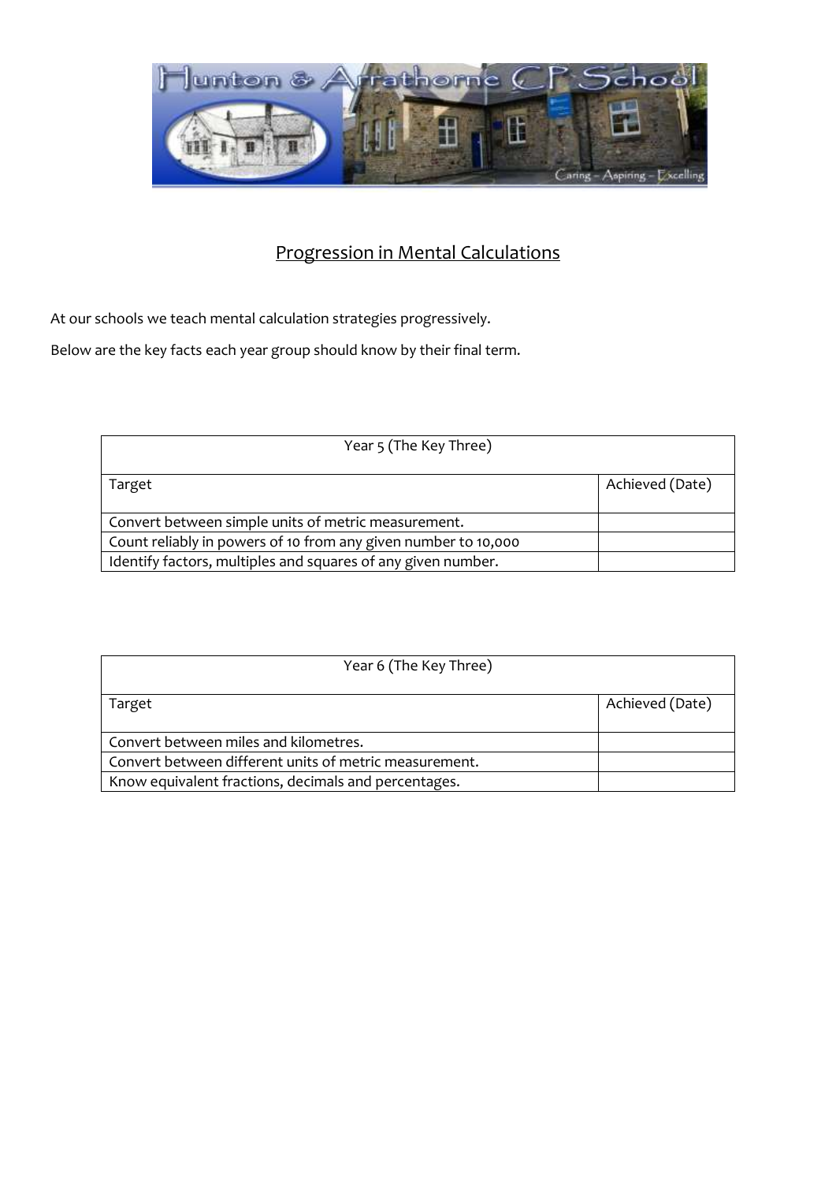## Progression in Mental Calculations

At our schools we teach mental calculation strategies progressively.

Below are the key facts each year group should know by their final term.

| Year 5 (The Key Three) | |
|---|---|
| Target | Achieved (Date) |
| Convert between simple units of metric measurement. | |
| Count reliably in powers of 10 from any given number to 10,000 | |
| Identify factors, multiples and squares of any given number. | |

| Year 6 (The Key Three) | |
|---|---|
| Target | Achieved (Date) |
| Convert between miles and kilometres. | |
| Convert between different units of metric measurement. | |
| Know equivalent fractions, decimals and percentages. | |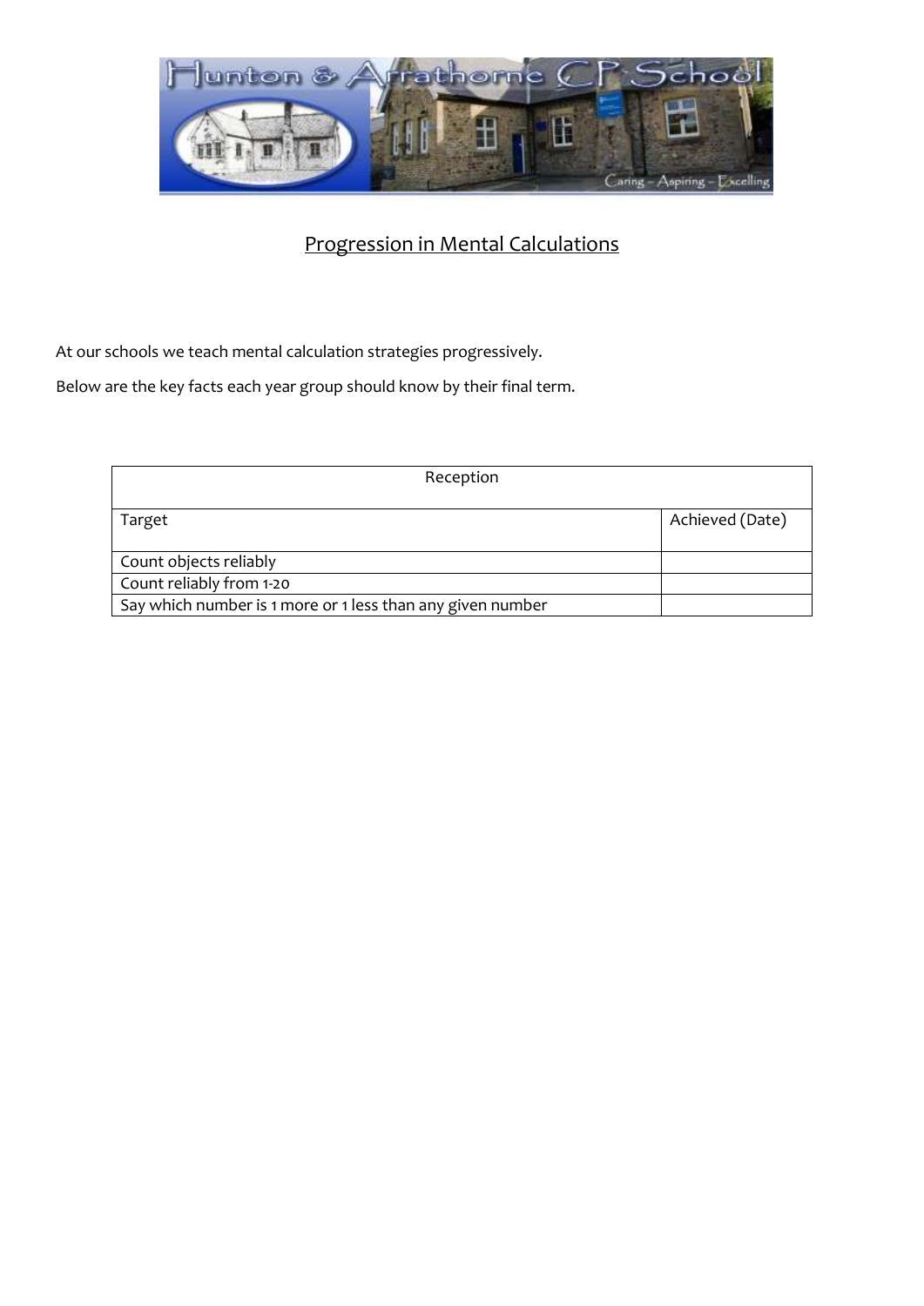Progression in Mental Calculations

At our schools we teach mental calculation strategies progressively.

Below are the key facts each year group should know by their final term.

| Reception | |
|---|---|
| Target | Achieved (Date) |
| Count objects reliably | |
| Count reliably from 1-20 | |
| Say which number is 1 more or 1 less than any given number | |